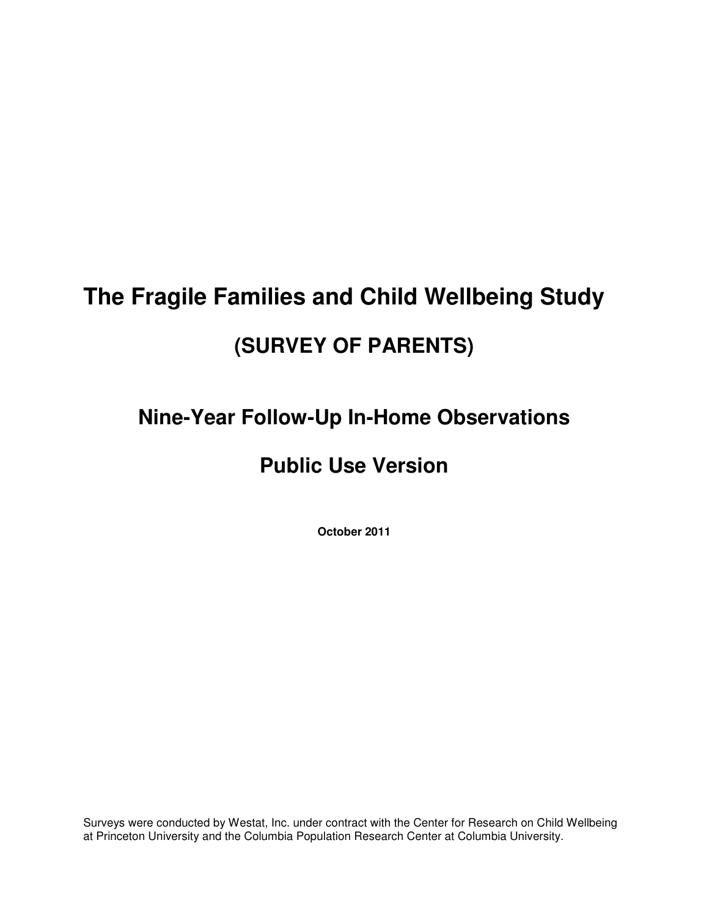# The Fragile Families and Child Wellbeing Study

## (SURVEY OF PARENTS)

## Nine-Year Follow-Up In-Home Observations

## Public Use Version

**October 2011**

Surveys were conducted by Westat, Inc. under contract with the Center for Research on Child Wellbeing at Princeton University and the Columbia Population Research Center at Columbia University.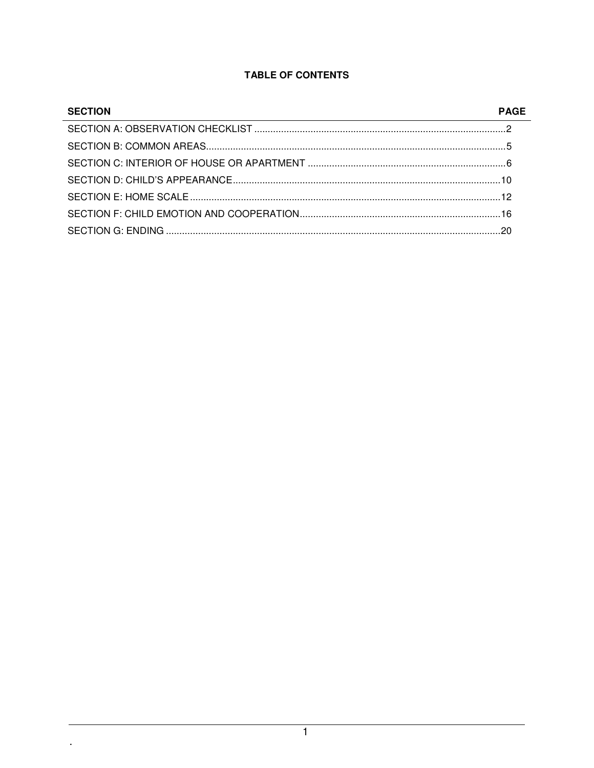# TABLE OF CONTENTS

| SECTION | PAGE |
|---|---|
| SECTION A: OBSERVATION CHECKLIST | 2 |
| SECTION B: COMMON AREAS | 5 |
| SECTION C: INTERIOR OF HOUSE OR APARTMENT | 6 |
| SECTION D: CHILD'S APPEARANCE | 10 |
| SECTION E: HOME SCALE | 12 |
| SECTION F: CHILD EMOTION AND COOPERATION | 16 |
| SECTION G: ENDING | 20 |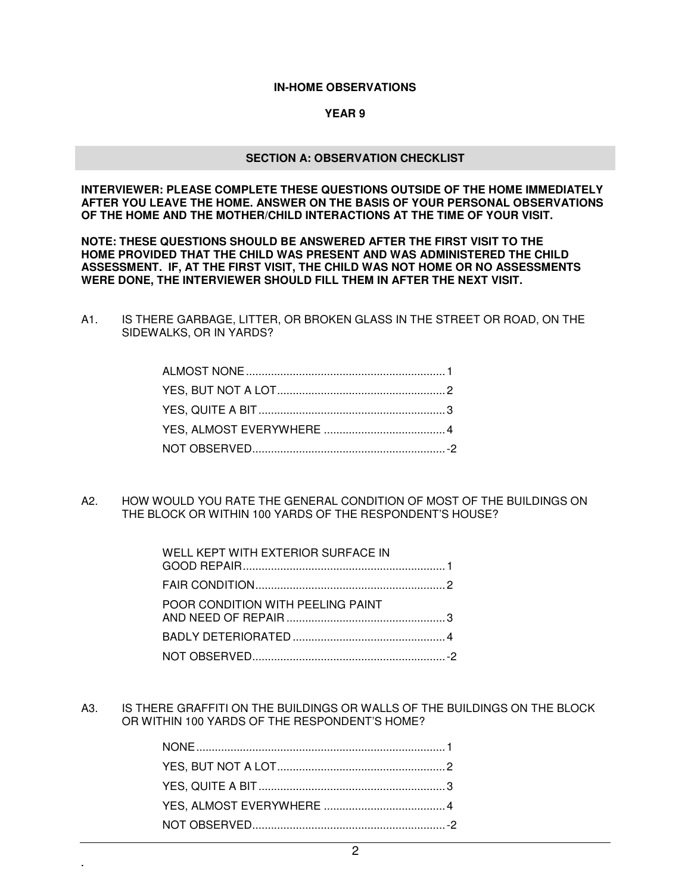**IN-HOME OBSERVATIONS**

**YEAR 9**

## SECTION A: OBSERVATION CHECKLIST

**INTERVIEWER: PLEASE COMPLETE THESE QUESTIONS OUTSIDE OF THE HOME IMMEDIATELY AFTER YOU LEAVE THE HOME. ANSWER ON THE BASIS OF YOUR PERSONAL OBSERVATIONS OF THE HOME AND THE MOTHER/CHILD INTERACTIONS AT THE TIME OF YOUR VISIT.**

**NOTE: THESE QUESTIONS SHOULD BE ANSWERED AFTER THE FIRST VISIT TO THE HOME PROVIDED THAT THE CHILD WAS PRESENT AND WAS ADMINISTERED THE CHILD ASSESSMENT. IF, AT THE FIRST VISIT, THE CHILD WAS NOT HOME OR NO ASSESSMENTS WERE DONE, THE INTERVIEWER SHOULD FILL THEM IN AFTER THE NEXT VISIT.**

A1. IS THERE GARBAGE, LITTER, OR BROKEN GLASS IN THE STREET OR ROAD, ON THE SIDEWALKS, OR IN YARDS?

- ALMOST NONE ........ 1
- YES, BUT NOT A LOT ........ 2
- YES, QUITE A BIT ........ 3
- YES, ALMOST EVERYWHERE ........ 4
- NOT OBSERVED ........ -2

A2. HOW WOULD YOU RATE THE GENERAL CONDITION OF MOST OF THE BUILDINGS ON THE BLOCK OR WITHIN 100 YARDS OF THE RESPONDENT'S HOUSE?

- WELL KEPT WITH EXTERIOR SURFACE IN GOOD REPAIR ........ 1
- FAIR CONDITION ........ 2
- POOR CONDITION WITH PEELING PAINT AND NEED OF REPAIR ........ 3
- BADLY DETERIORATED ........ 4
- NOT OBSERVED ........ -2

A3. IS THERE GRAFFITI ON THE BUILDINGS OR WALLS OF THE BUILDINGS ON THE BLOCK OR WITHIN 100 YARDS OF THE RESPONDENT'S HOME?

- NONE ........ 1
- YES, BUT NOT A LOT ........ 2
- YES, QUITE A BIT ........ 3
- YES, ALMOST EVERYWHERE ........ 4
- NOT OBSERVED ........ -2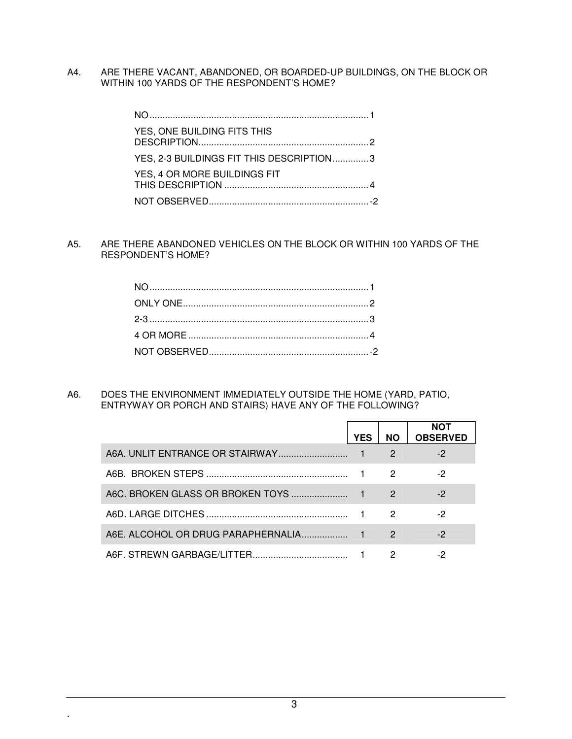A4. ARE THERE VACANT, ABANDONED, OR BOARDED-UP BUILDINGS, ON THE BLOCK OR WITHIN 100 YARDS OF THE RESPONDENT'S HOME?

- NO.......................................................................................1
- YES, ONE BUILDING FITS THIS DESCRIPTION..................................................................2
- YES, 2-3 BUILDINGS FIT THIS DESCRIPTION..............3
- YES, 4 OR MORE BUILDINGS FIT THIS DESCRIPTION ........................................................4
- NOT OBSERVED..............................................................-2

A5. ARE THERE ABANDONED VEHICLES ON THE BLOCK OR WITHIN 100 YARDS OF THE RESPONDENT'S HOME?

- NO.......................................................................................1
- ONLY ONE........................................................................2
- 2-3.....................................................................................3
- 4 OR MORE......................................................................4
- NOT OBSERVED..............................................................-2

A6. DOES THE ENVIRONMENT IMMEDIATELY OUTSIDE THE HOME (YARD, PATIO, ENTRYWAY OR PORCH AND STAIRS) HAVE ANY OF THE FOLLOWING?

| | YES | NO | NOT OBSERVED |
|---|---|---|---|
| A6A. UNLIT ENTRANCE OR STAIRWAY........................... | 1 | 2 | -2 |
| A6B. BROKEN STEPS ....................................................... | 1 | 2 | -2 |
| A6C. BROKEN GLASS OR BROKEN TOYS ...................... | 1 | 2 | -2 |
| A6D. LARGE DITCHES ....................................................... | 1 | 2 | -2 |
| A6E. ALCOHOL OR DRUG PARAPHERNALIA.................. | 1 | 2 | -2 |
| A6F. STREWN GARBAGE/LITTER..................................... | 1 | 2 | -2 |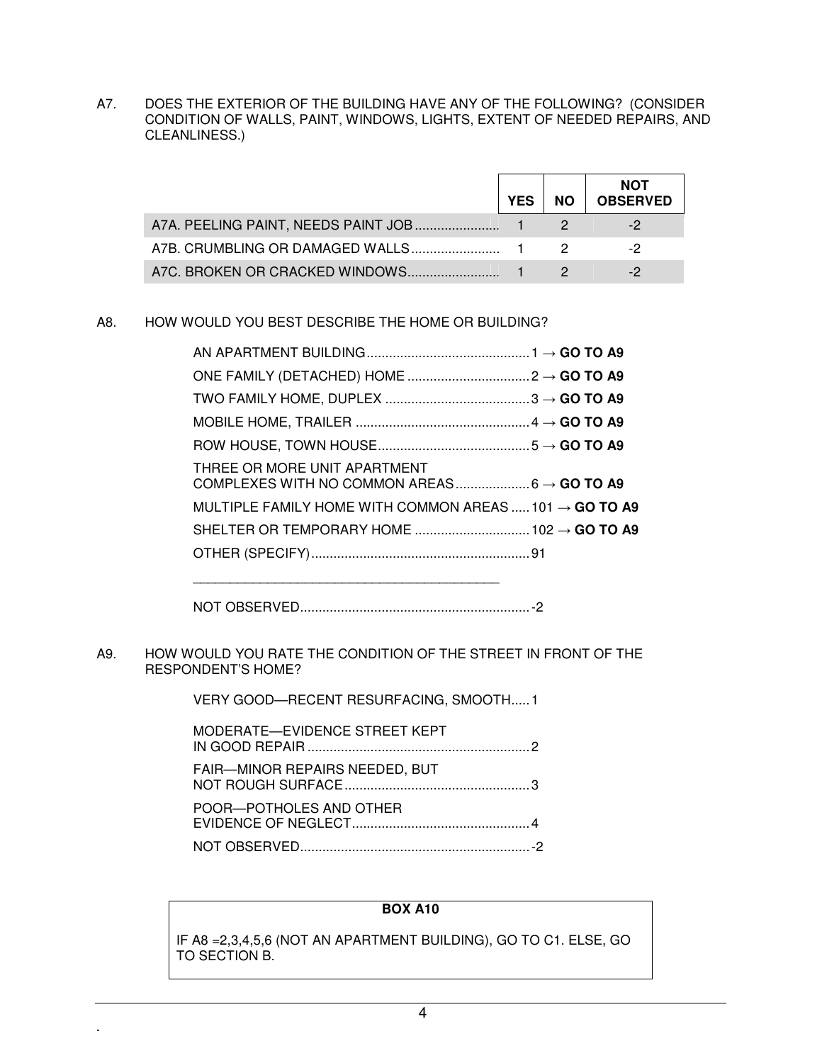A7. DOES THE EXTERIOR OF THE BUILDING HAVE ANY OF THE FOLLOWING? (CONSIDER CONDITION OF WALLS, PAINT, WINDOWS, LIGHTS, EXTENT OF NEEDED REPAIRS, AND CLEANLINESS.)

| | YES | NO | NOT OBSERVED |
|---|---|---|---|
| A7A. PEELING PAINT, NEEDS PAINT JOB | 1 | 2 | -2 |
| A7B. CRUMBLING OR DAMAGED WALLS | 1 | 2 | -2 |
| A7C. BROKEN OR CRACKED WINDOWS | 1 | 2 | -2 |

A8. HOW WOULD YOU BEST DESCRIBE THE HOME OR BUILDING?

- AN APARTMENT BUILDING ............ 1 → **GO TO A9**
- ONE FAMILY (DETACHED) HOME ............ 2 → **GO TO A9**
- TWO FAMILY HOME, DUPLEX ............ 3 → **GO TO A9**
- MOBILE HOME, TRAILER ............ 4 → **GO TO A9**
- ROW HOUSE, TOWN HOUSE ............ 5 → **GO TO A9**
- THREE OR MORE UNIT APARTMENT COMPLEXES WITH NO COMMON AREAS ............ 6 → **GO TO A9**
- MULTIPLE FAMILY HOME WITH COMMON AREAS ............ 101 → **GO TO A9**
- SHELTER OR TEMPORARY HOME ............ 102 → **GO TO A9**
- OTHER (SPECIFY) ............ 91

  ________________________________________

- NOT OBSERVED ............ -2

A9. HOW WOULD YOU RATE THE CONDITION OF THE STREET IN FRONT OF THE RESPONDENT'S HOME?

- VERY GOOD—RECENT RESURFACING, SMOOTH ............ 1
- MODERATE—EVIDENCE STREET KEPT IN GOOD REPAIR ............ 2
- FAIR—MINOR REPAIRS NEEDED, BUT NOT ROUGH SURFACE ............ 3
- POOR—POTHOLES AND OTHER EVIDENCE OF NEGLECT ............ 4
- NOT OBSERVED ............ -2

**BOX A10**

IF A8 =2,3,4,5,6 (NOT AN APARTMENT BUILDING), GO TO C1. ELSE, GO TO SECTION B.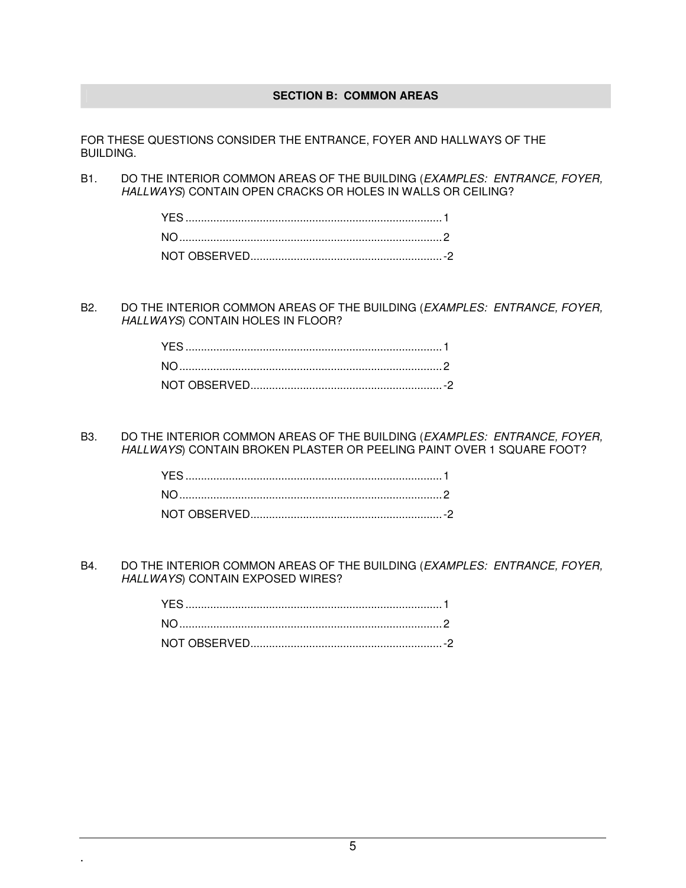## SECTION B: COMMON AREAS

FOR THESE QUESTIONS CONSIDER THE ENTRANCE, FOYER AND HALLWAYS OF THE BUILDING.

B1. DO THE INTERIOR COMMON AREAS OF THE BUILDING (*EXAMPLES: ENTRANCE, FOYER, HALLWAYS*) CONTAIN OPEN CRACKS OR HOLES IN WALLS OR CEILING?

- YES ..................................................................................1
- NO ....................................................................................2
- NOT OBSERVED.............................................................-2

B2. DO THE INTERIOR COMMON AREAS OF THE BUILDING (*EXAMPLES: ENTRANCE, FOYER, HALLWAYS*) CONTAIN HOLES IN FLOOR?

- YES ..................................................................................1
- NO ....................................................................................2
- NOT OBSERVED.............................................................-2

B3. DO THE INTERIOR COMMON AREAS OF THE BUILDING (*EXAMPLES: ENTRANCE, FOYER, HALLWAYS*) CONTAIN BROKEN PLASTER OR PEELING PAINT OVER 1 SQUARE FOOT?

- YES ..................................................................................1
- NO ....................................................................................2
- NOT OBSERVED.............................................................-2

B4. DO THE INTERIOR COMMON AREAS OF THE BUILDING (*EXAMPLES: ENTRANCE, FOYER, HALLWAYS*) CONTAIN EXPOSED WIRES?

- YES ..................................................................................1
- NO ....................................................................................2
- NOT OBSERVED.............................................................-2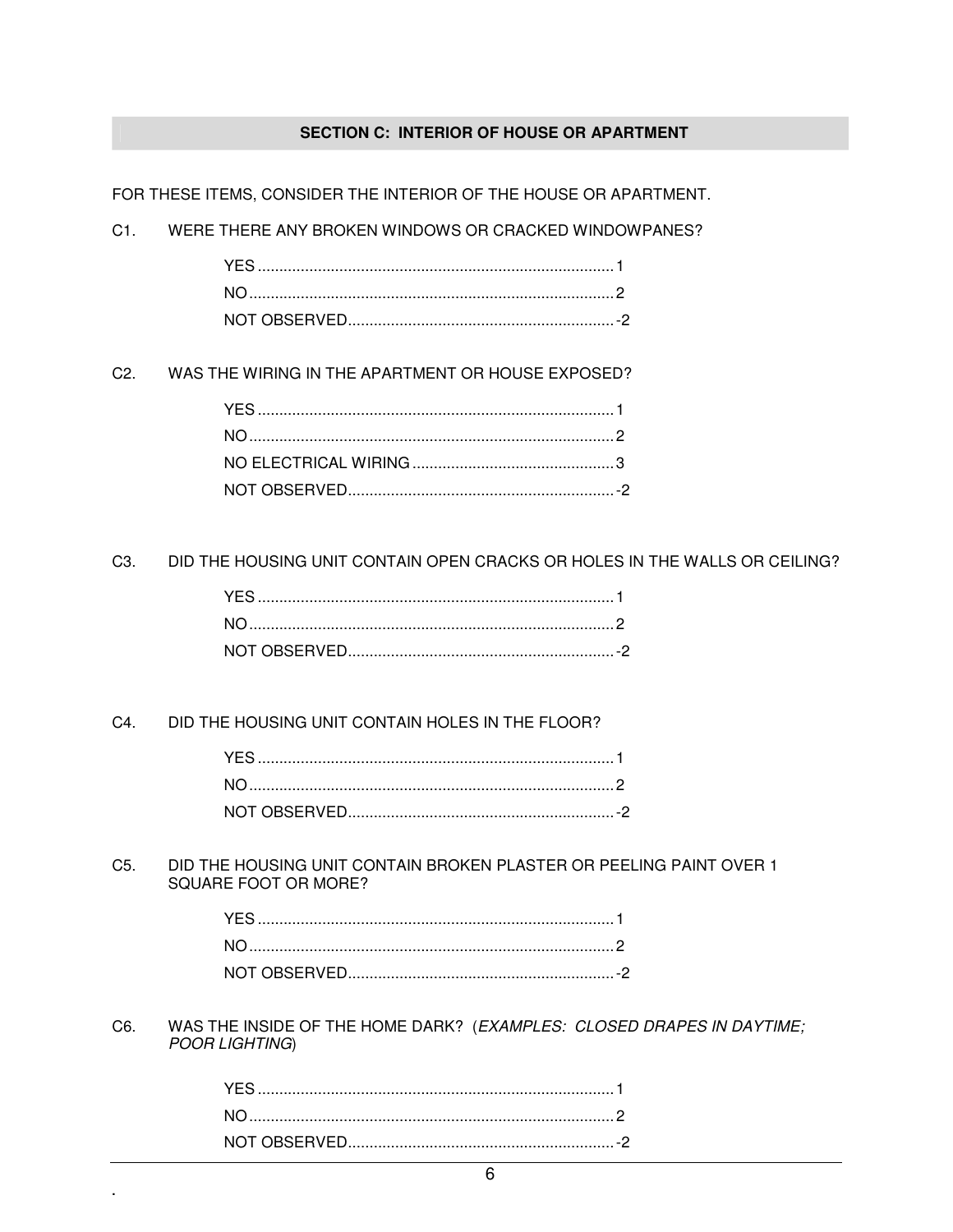## SECTION C: INTERIOR OF HOUSE OR APARTMENT

FOR THESE ITEMS, CONSIDER THE INTERIOR OF THE HOUSE OR APARTMENT.

C1. WERE THERE ANY BROKEN WINDOWS OR CRACKED WINDOWPANES?

YES .................................................................................. 1
NO .................................................................................... 2
NOT OBSERVED .............................................................. -2

C2. WAS THE WIRING IN THE APARTMENT OR HOUSE EXPOSED?

YES .................................................................................. 1
NO .................................................................................... 2
NO ELECTRICAL WIRING ............................................... 3
NOT OBSERVED .............................................................. -2

C3. DID THE HOUSING UNIT CONTAIN OPEN CRACKS OR HOLES IN THE WALLS OR CEILING?

YES .................................................................................. 1
NO .................................................................................... 2
NOT OBSERVED .............................................................. -2

C4. DID THE HOUSING UNIT CONTAIN HOLES IN THE FLOOR?

YES .................................................................................. 1
NO .................................................................................... 2
NOT OBSERVED .............................................................. -2

C5. DID THE HOUSING UNIT CONTAIN BROKEN PLASTER OR PEELING PAINT OVER 1 SQUARE FOOT OR MORE?

YES .................................................................................. 1
NO .................................................................................... 2
NOT OBSERVED .............................................................. -2

C6. WAS THE INSIDE OF THE HOME DARK? (*EXAMPLES: CLOSED DRAPES IN DAYTIME; POOR LIGHTING*)

YES .................................................................................. 1
NO .................................................................................... 2
NOT OBSERVED .............................................................. -2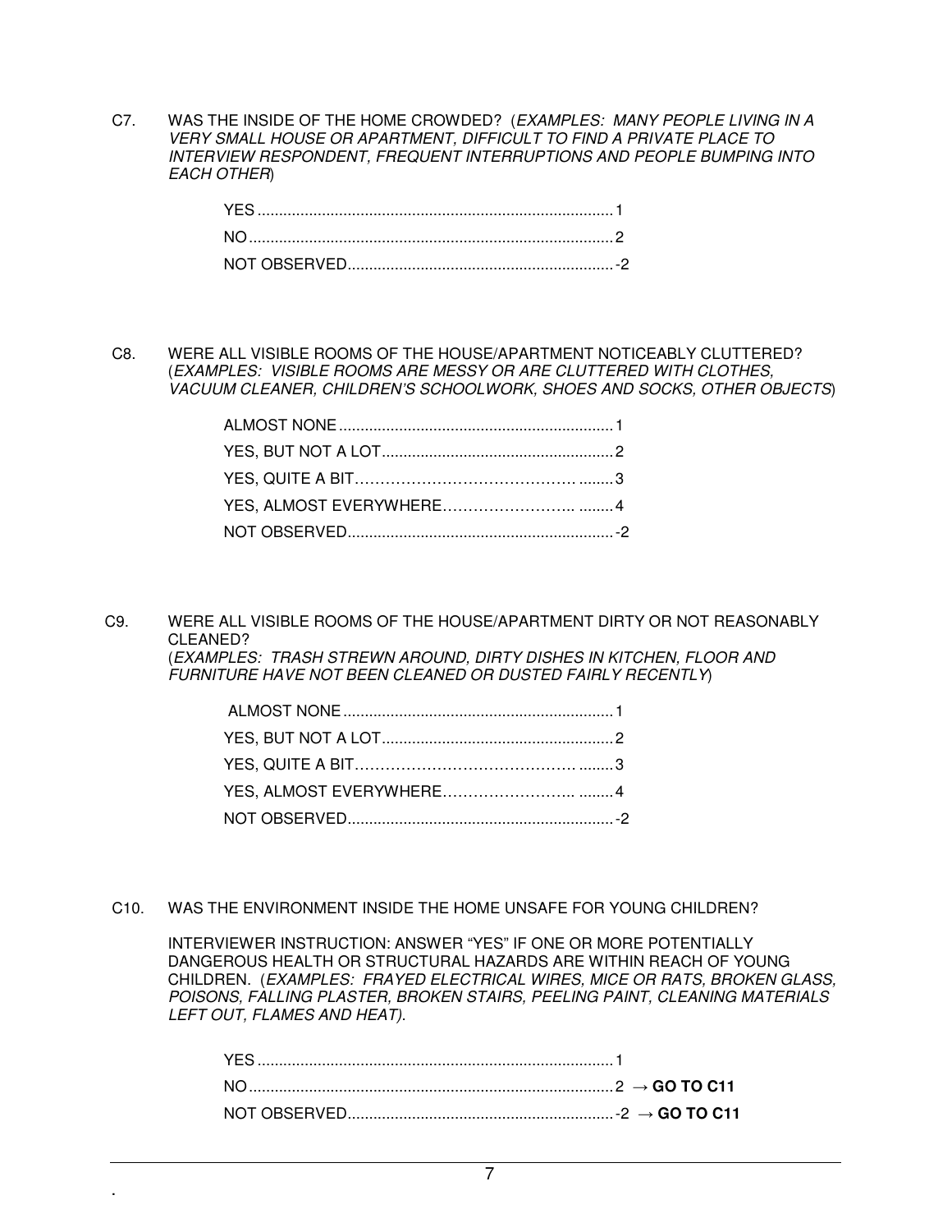C7. WAS THE INSIDE OF THE HOME CROWDED? (*EXAMPLES: MANY PEOPLE LIVING IN A VERY SMALL HOUSE OR APARTMENT, DIFFICULT TO FIND A PRIVATE PLACE TO INTERVIEW RESPONDENT, FREQUENT INTERRUPTIONS AND PEOPLE BUMPING INTO EACH OTHER*)

YES ........................................................................................ 1
NO .......................................................................................... 2
NOT OBSERVED ................................................................. -2

C8. WERE ALL VISIBLE ROOMS OF THE HOUSE/APARTMENT NOTICEABLY CLUTTERED? (*EXAMPLES: VISIBLE ROOMS ARE MESSY OR ARE CLUTTERED WITH CLOTHES, VACUUM CLEANER, CHILDREN'S SCHOOLWORK, SHOES AND SOCKS, OTHER OBJECTS*)

ALMOST NONE ...................................................................... 1
YES, BUT NOT A LOT ............................................................ 2
YES, QUITE A BIT ................................................................. 3
YES, ALMOST EVERYWHERE ................................................ 4
NOT OBSERVED ................................................................. -2

C9. WERE ALL VISIBLE ROOMS OF THE HOUSE/APARTMENT DIRTY OR NOT REASONABLY CLEANED? (*EXAMPLES: TRASH STREWN AROUND, DIRTY DISHES IN KITCHEN, FLOOR AND FURNITURE HAVE NOT BEEN CLEANED OR DUSTED FAIRLY RECENTLY*)

ALMOST NONE ...................................................................... 1
YES, BUT NOT A LOT ............................................................ 2
YES, QUITE A BIT ................................................................. 3
YES, ALMOST EVERYWHERE ................................................ 4
NOT OBSERVED ................................................................. -2

C10. WAS THE ENVIRONMENT INSIDE THE HOME UNSAFE FOR YOUNG CHILDREN?

INTERVIEWER INSTRUCTION: ANSWER "YES" IF ONE OR MORE POTENTIALLY DANGEROUS HEALTH OR STRUCTURAL HAZARDS ARE WITHIN REACH OF YOUNG CHILDREN. (*EXAMPLES: FRAYED ELECTRICAL WIRES, MICE OR RATS, BROKEN GLASS, POISONS, FALLING PLASTER, BROKEN STAIRS, PEELING PAINT, CLEANING MATERIALS LEFT OUT, FLAMES AND HEAT*).

YES ........................................................................................ 1
NO .......................................................................................... 2 → **GO TO C11**
NOT OBSERVED ................................................................. -2 → **GO TO C11**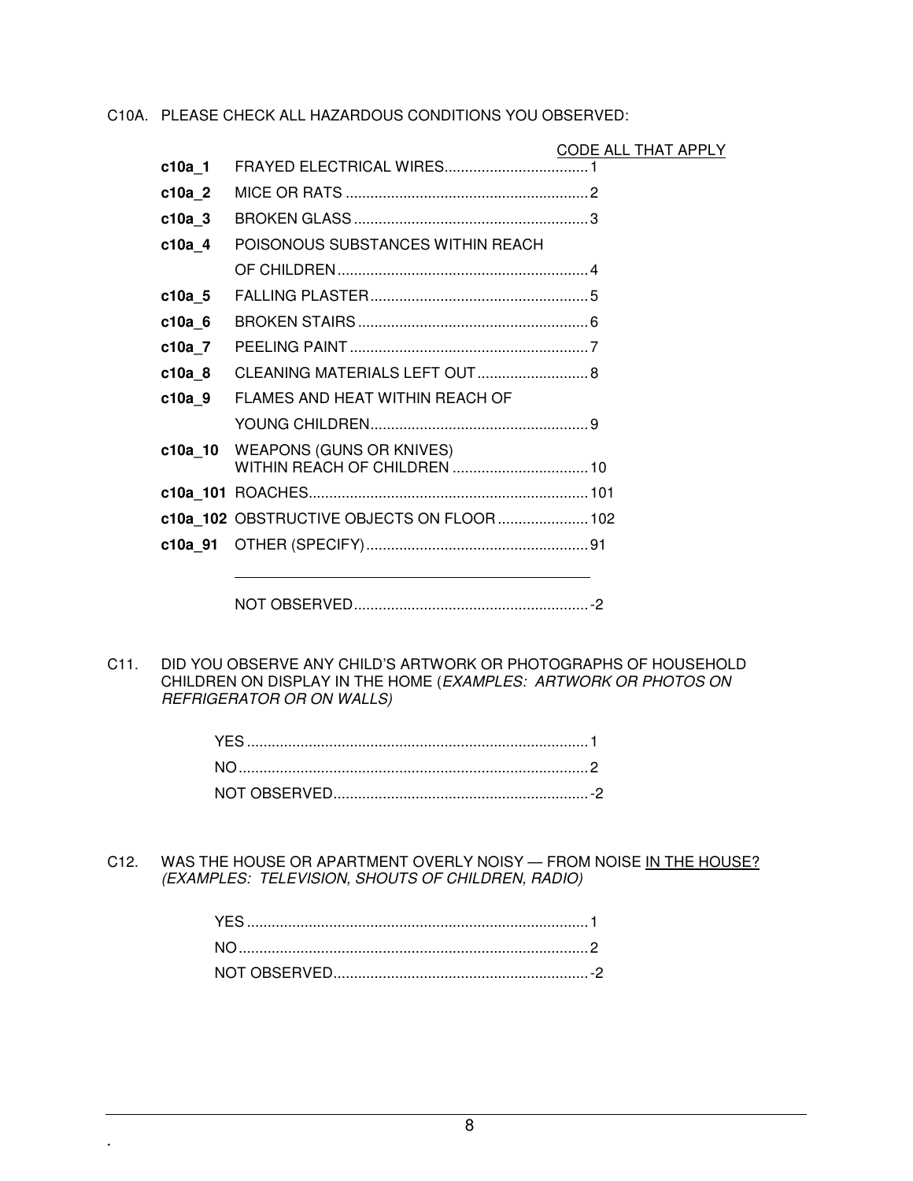C10A. PLEASE CHECK ALL HAZARDOUS CONDITIONS YOU OBSERVED:

CODE ALL THAT APPLY

| | | |
|---|---|---|
| **c10a_1** | FRAYED ELECTRICAL WIRES | 1 |
| **c10a_2** | MICE OR RATS | 2 |
| **c10a_3** | BROKEN GLASS | 3 |
| **c10a_4** | POISONOUS SUBSTANCES WITHIN REACH OF CHILDREN | 4 |
| **c10a_5** | FALLING PLASTER | 5 |
| **c10a_6** | BROKEN STAIRS | 6 |
| **c10a_7** | PEELING PAINT | 7 |
| **c10a_8** | CLEANING MATERIALS LEFT OUT | 8 |
| **c10a_9** | FLAMES AND HEAT WITHIN REACH OF YOUNG CHILDREN | 9 |
| **c10a_10** | WEAPONS (GUNS OR KNIVES) WITHIN REACH OF CHILDREN | 10 |
| **c10a_101** | ROACHES | 101 |
| **c10a_102** | OBSTRUCTIVE OBJECTS ON FLOOR | 102 |
| **c10a_91** | OTHER (SPECIFY) ______________________ | 91 |
| | NOT OBSERVED | -2 |

C11. DID YOU OBSERVE ANY CHILD'S ARTWORK OR PHOTOGRAPHS OF HOUSEHOLD CHILDREN ON DISPLAY IN THE HOME (*EXAMPLES: ARTWORK OR PHOTOS ON REFRIGERATOR OR ON WALLS)*

| | |
|---|---|
| YES | 1 |
| NO | 2 |
| NOT OBSERVED | -2 |

C12. WAS THE HOUSE OR APARTMENT OVERLY NOISY — FROM NOISE <u>IN THE HOUSE?</u> *(EXAMPLES: TELEVISION, SHOUTS OF CHILDREN, RADIO)*

| | |
|---|---|
| YES | 1 |
| NO | 2 |
| NOT OBSERVED | -2 |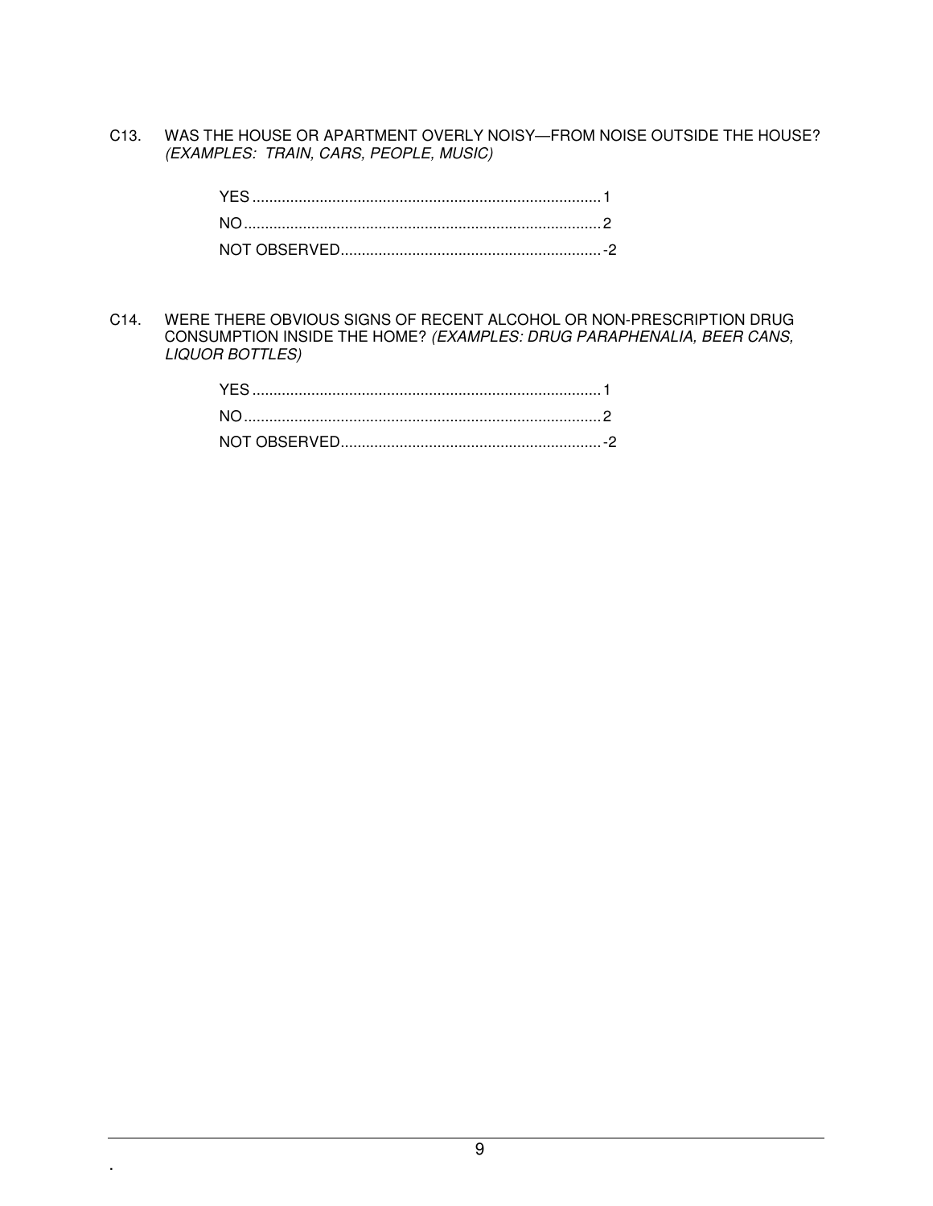C13. WAS THE HOUSE OR APARTMENT OVERLY NOISY—FROM NOISE OUTSIDE THE HOUSE? *(EXAMPLES: TRAIN, CARS, PEOPLE, MUSIC)*

YES ........................................................................................ 1
NO .......................................................................................... 2
NOT OBSERVED ..................................................................... -2

C14. WERE THERE OBVIOUS SIGNS OF RECENT ALCOHOL OR NON-PRESCRIPTION DRUG CONSUMPTION INSIDE THE HOME? *(EXAMPLES: DRUG PARAPHENALIA, BEER CANS, LIQUOR BOTTLES)*

YES ........................................................................................ 1
NO .......................................................................................... 2
NOT OBSERVED ..................................................................... -2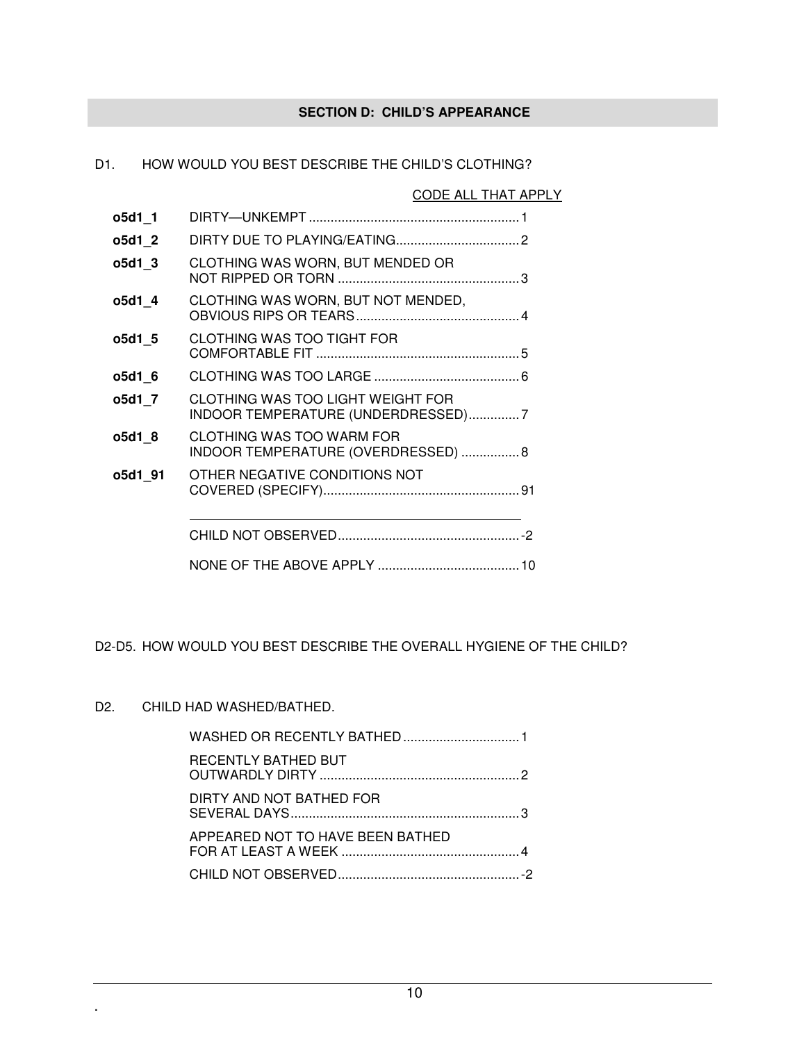## SECTION D: CHILD'S APPEARANCE

D1. HOW WOULD YOU BEST DESCRIBE THE CHILD'S CLOTHING?

CODE ALL THAT APPLY

| | | |
|---|---|---|
| **o5d1_1** | DIRTY—UNKEMPT | 1 |
| **o5d1_2** | DIRTY DUE TO PLAYING/EATING | 2 |
| **o5d1_3** | CLOTHING WAS WORN, BUT MENDED OR NOT RIPPED OR TORN | 3 |
| **o5d1_4** | CLOTHING WAS WORN, BUT NOT MENDED, OBVIOUS RIPS OR TEARS | 4 |
| **o5d1_5** | CLOTHING WAS TOO TIGHT FOR COMFORTABLE FIT | 5 |
| **o5d1_6** | CLOTHING WAS TOO LARGE | 6 |
| **o5d1_7** | CLOTHING WAS TOO LIGHT WEIGHT FOR INDOOR TEMPERATURE (UNDERDRESSED) | 7 |
| **o5d1_8** | CLOTHING WAS TOO WARM FOR INDOOR TEMPERATURE (OVERDRESSED) | 8 |
| **o5d1_91** | OTHER NEGATIVE CONDITIONS NOT COVERED (SPECIFY)______________________ | 91 |
| | CHILD NOT OBSERVED | -2 |
| | NONE OF THE ABOVE APPLY | 10 |

D2-D5. HOW WOULD YOU BEST DESCRIBE THE OVERALL HYGIENE OF THE CHILD?

D2. CHILD HAD WASHED/BATHED.

| | |
|---|---|
| WASHED OR RECENTLY BATHED | 1 |
| RECENTLY BATHED BUT OUTWARDLY DIRTY | 2 |
| DIRTY AND NOT BATHED FOR SEVERAL DAYS | 3 |
| APPEARED NOT TO HAVE BEEN BATHED FOR AT LEAST A WEEK | 4 |
| CHILD NOT OBSERVED | -2 |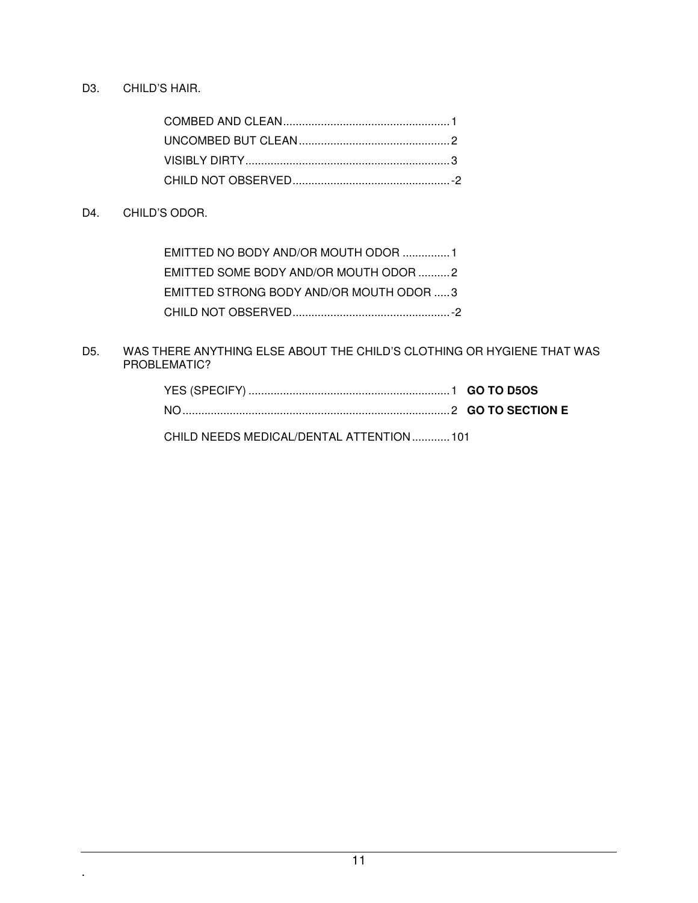D3. CHILD'S HAIR.

- COMBED AND CLEAN .................................................... 1
- UNCOMBED BUT CLEAN ............................................... 2
- VISIBLY DIRTY ............................................................... 3
- CHILD NOT OBSERVED ................................................. -2

D4. CHILD'S ODOR.

- EMITTED NO BODY AND/OR MOUTH ODOR ............... 1
- EMITTED SOME BODY AND/OR MOUTH ODOR .......... 2
- EMITTED STRONG BODY AND/OR MOUTH ODOR ..... 3
- CHILD NOT OBSERVED ................................................. -2

D5. WAS THERE ANYTHING ELSE ABOUT THE CHILD'S CLOTHING OR HYGIENE THAT WAS PROBLEMATIC?

- YES (SPECIFY) ............................................................... 1 **GO TO D5OS**
- NO .................................................................................. 2 **GO TO SECTION E**

CHILD NEEDS MEDICAL/DENTAL ATTENTION ........... 101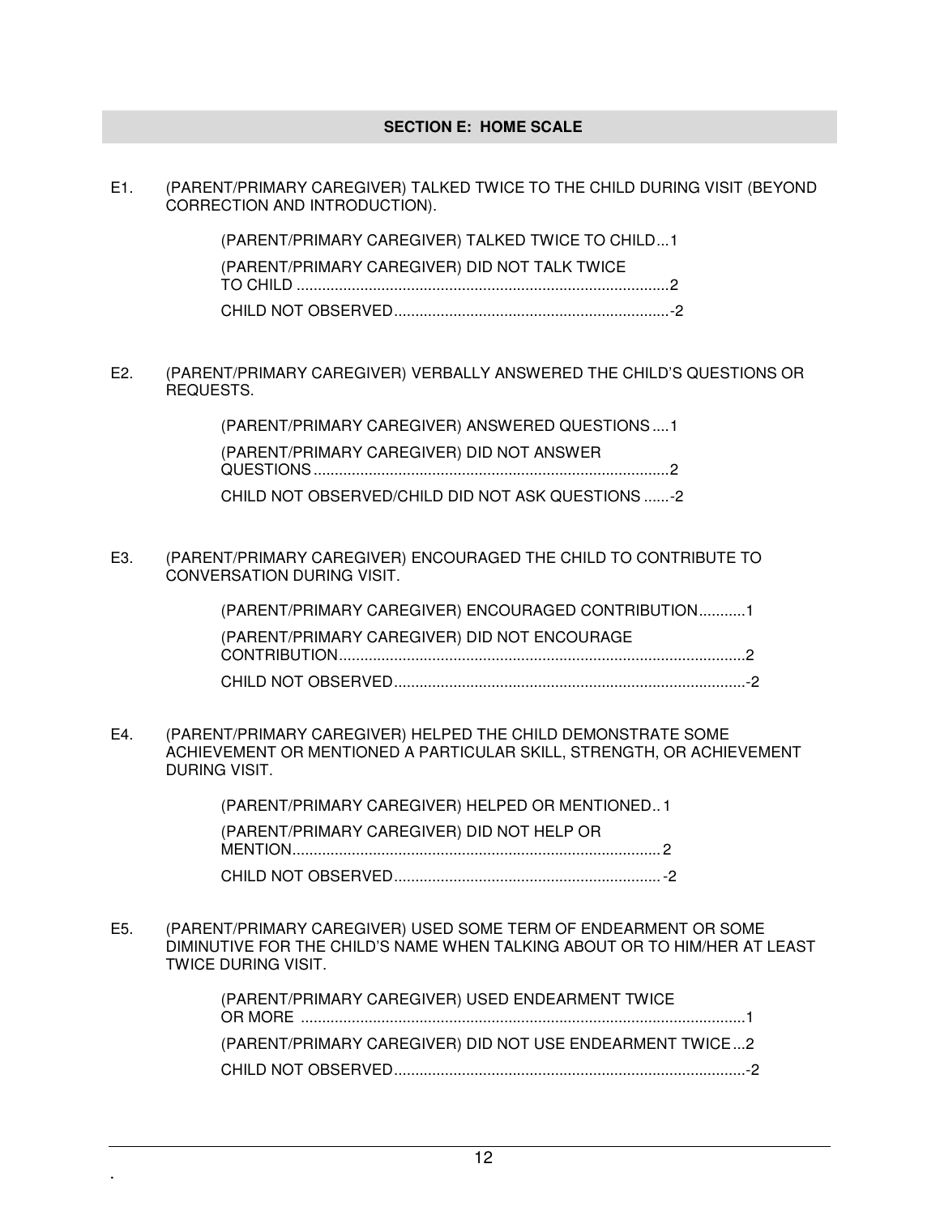## SECTION E: HOME SCALE

E1. (PARENT/PRIMARY CAREGIVER) TALKED TWICE TO THE CHILD DURING VISIT (BEYOND CORRECTION AND INTRODUCTION).

- (PARENT/PRIMARY CAREGIVER) TALKED TWICE TO CHILD...1
- (PARENT/PRIMARY CAREGIVER) DID NOT TALK TWICE TO CHILD ........................................................................................2
- CHILD NOT OBSERVED..................................................................-2

E2. (PARENT/PRIMARY CAREGIVER) VERBALLY ANSWERED THE CHILD'S QUESTIONS OR REQUESTS.

- (PARENT/PRIMARY CAREGIVER) ANSWERED QUESTIONS ....1
- (PARENT/PRIMARY CAREGIVER) DID NOT ANSWER QUESTIONS ....................................................................................2
- CHILD NOT OBSERVED/CHILD DID NOT ASK QUESTIONS ......-2

E3. (PARENT/PRIMARY CAREGIVER) ENCOURAGED THE CHILD TO CONTRIBUTE TO CONVERSATION DURING VISIT.

- (PARENT/PRIMARY CAREGIVER) ENCOURAGED CONTRIBUTION...........1
- (PARENT/PRIMARY CAREGIVER) DID NOT ENCOURAGE CONTRIBUTION...............................................................................................2
- CHILD NOT OBSERVED...................................................................................-2

E4. (PARENT/PRIMARY CAREGIVER) HELPED THE CHILD DEMONSTRATE SOME ACHIEVEMENT OR MENTIONED A PARTICULAR SKILL, STRENGTH, OR ACHIEVEMENT DURING VISIT.

- (PARENT/PRIMARY CAREGIVER) HELPED OR MENTIONED.. 1
- (PARENT/PRIMARY CAREGIVER) DID NOT HELP OR MENTION....................................................................................... 2
- CHILD NOT OBSERVED................................................................ -2

E5. (PARENT/PRIMARY CAREGIVER) USED SOME TERM OF ENDEARMENT OR SOME DIMINUTIVE FOR THE CHILD'S NAME WHEN TALKING ABOUT OR TO HIM/HER AT LEAST TWICE DURING VISIT.

- (PARENT/PRIMARY CAREGIVER) USED ENDEARMENT TWICE OR MORE .........................................................................................................1
- (PARENT/PRIMARY CAREGIVER) DID NOT USE ENDEARMENT TWICE ...2
- CHILD NOT OBSERVED...................................................................................-2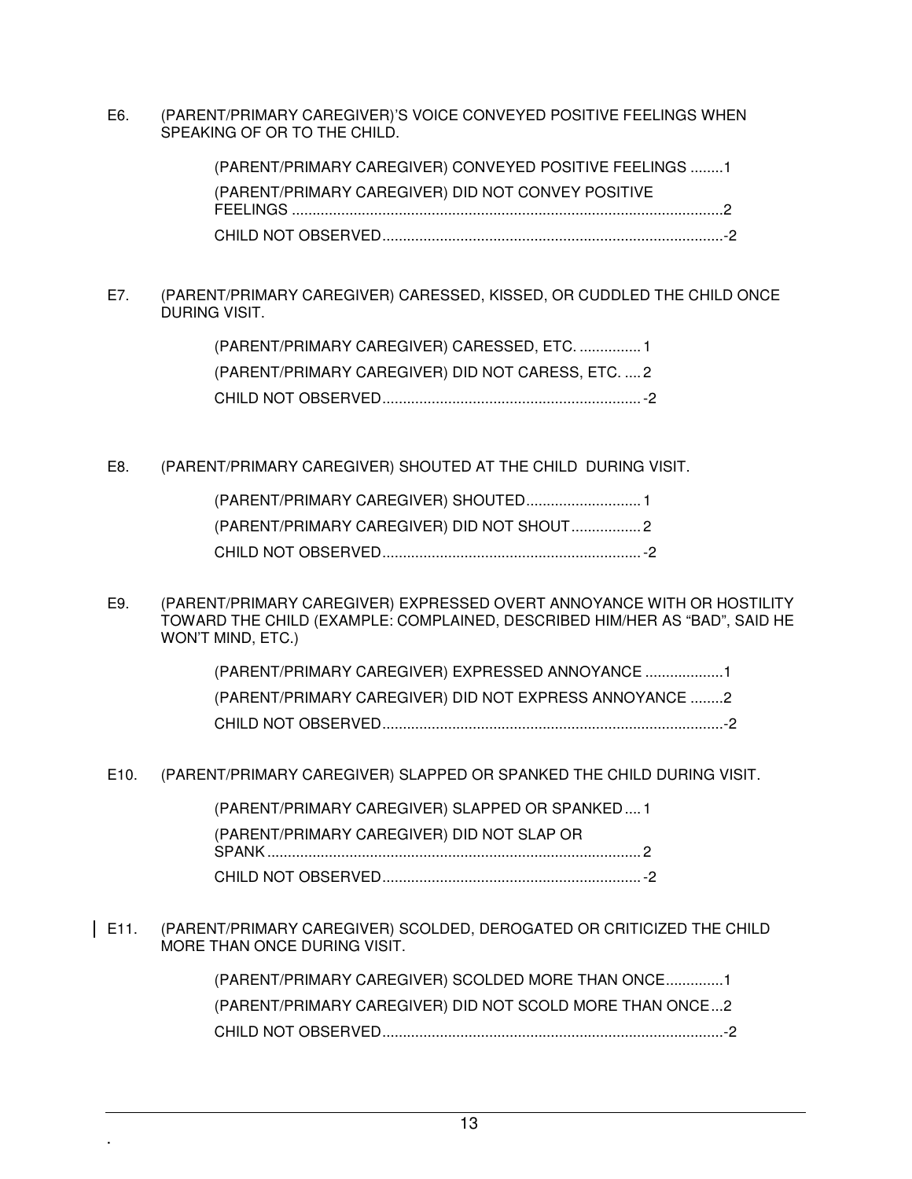E6. (PARENT/PRIMARY CAREGIVER)'S VOICE CONVEYED POSITIVE FEELINGS WHEN SPEAKING OF OR TO THE CHILD.

- (PARENT/PRIMARY CAREGIVER) CONVEYED POSITIVE FEELINGS ........1
- (PARENT/PRIMARY CAREGIVER) DID NOT CONVEY POSITIVE FEELINGS ........................................................................................................2
- CHILD NOT OBSERVED...................................................................................-2

E7. (PARENT/PRIMARY CAREGIVER) CARESSED, KISSED, OR CUDDLED THE CHILD ONCE DURING VISIT.

- (PARENT/PRIMARY CAREGIVER) CARESSED, ETC. ............... 1
- (PARENT/PRIMARY CAREGIVER) DID NOT CARESS, ETC. .... 2
- CHILD NOT OBSERVED............................................................... -2

E8. (PARENT/PRIMARY CAREGIVER) SHOUTED AT THE CHILD DURING VISIT.

- (PARENT/PRIMARY CAREGIVER) SHOUTED............................ 1
- (PARENT/PRIMARY CAREGIVER) DID NOT SHOUT................. 2
- CHILD NOT OBSERVED............................................................... -2

E9. (PARENT/PRIMARY CAREGIVER) EXPRESSED OVERT ANNOYANCE WITH OR HOSTILITY TOWARD THE CHILD (EXAMPLE: COMPLAINED, DESCRIBED HIM/HER AS "BAD", SAID HE WON'T MIND, ETC.)

- (PARENT/PRIMARY CAREGIVER) EXPRESSED ANNOYANCE ...................1
- (PARENT/PRIMARY CAREGIVER) DID NOT EXPRESS ANNOYANCE ........2
- CHILD NOT OBSERVED...................................................................................-2

E10. (PARENT/PRIMARY CAREGIVER) SLAPPED OR SPANKED THE CHILD DURING VISIT.

- (PARENT/PRIMARY CAREGIVER) SLAPPED OR SPANKED.... 1
- (PARENT/PRIMARY CAREGIVER) DID NOT SLAP OR SPANK........................................................................................... 2
- CHILD NOT OBSERVED............................................................... -2

E11. (PARENT/PRIMARY CAREGIVER) SCOLDED, DEROGATED OR CRITICIZED THE CHILD MORE THAN ONCE DURING VISIT.

- (PARENT/PRIMARY CAREGIVER) SCOLDED MORE THAN ONCE..............1
- (PARENT/PRIMARY CAREGIVER) DID NOT SCOLD MORE THAN ONCE...2
- CHILD NOT OBSERVED...................................................................................-2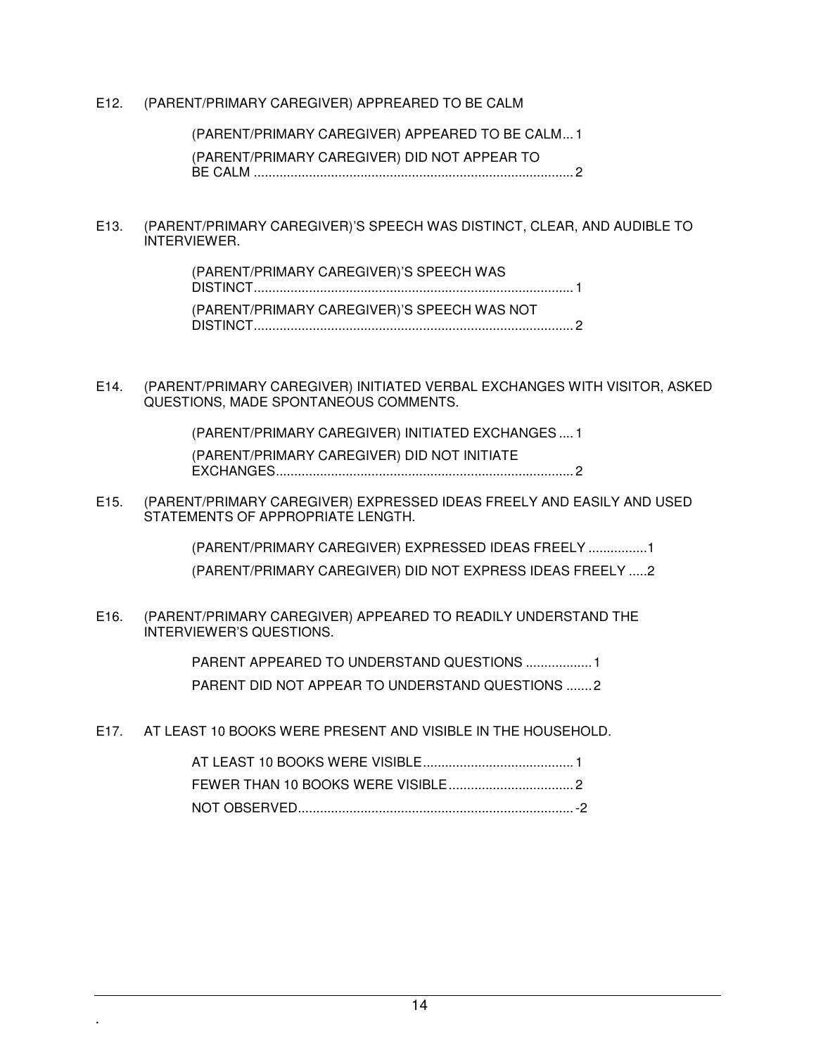E12. (PARENT/PRIMARY CAREGIVER) APPREARED TO BE CALM

- (PARENT/PRIMARY CAREGIVER) APPEARED TO BE CALM ... 1
- (PARENT/PRIMARY CAREGIVER) DID NOT APPEAR TO BE CALM ... 2

E13. (PARENT/PRIMARY CAREGIVER)'S SPEECH WAS DISTINCT, CLEAR, AND AUDIBLE TO INTERVIEWER.

- (PARENT/PRIMARY CAREGIVER)'S SPEECH WAS DISTINCT ... 1
- (PARENT/PRIMARY CAREGIVER)'S SPEECH WAS NOT DISTINCT ... 2

E14. (PARENT/PRIMARY CAREGIVER) INITIATED VERBAL EXCHANGES WITH VISITOR, ASKED QUESTIONS, MADE SPONTANEOUS COMMENTS.

- (PARENT/PRIMARY CAREGIVER) INITIATED EXCHANGES ... 1
- (PARENT/PRIMARY CAREGIVER) DID NOT INITIATE EXCHANGES ... 2

E15. (PARENT/PRIMARY CAREGIVER) EXPRESSED IDEAS FREELY AND EASILY AND USED STATEMENTS OF APPROPRIATE LENGTH.

- (PARENT/PRIMARY CAREGIVER) EXPRESSED IDEAS FREELY ... 1
- (PARENT/PRIMARY CAREGIVER) DID NOT EXPRESS IDEAS FREELY ... 2

E16. (PARENT/PRIMARY CAREGIVER) APPEARED TO READILY UNDERSTAND THE INTERVIEWER'S QUESTIONS.

- PARENT APPEARED TO UNDERSTAND QUESTIONS ... 1
- PARENT DID NOT APPEAR TO UNDERSTAND QUESTIONS ... 2

E17. AT LEAST 10 BOOKS WERE PRESENT AND VISIBLE IN THE HOUSEHOLD.

- AT LEAST 10 BOOKS WERE VISIBLE ... 1
- FEWER THAN 10 BOOKS WERE VISIBLE ... 2
- NOT OBSERVED ... -2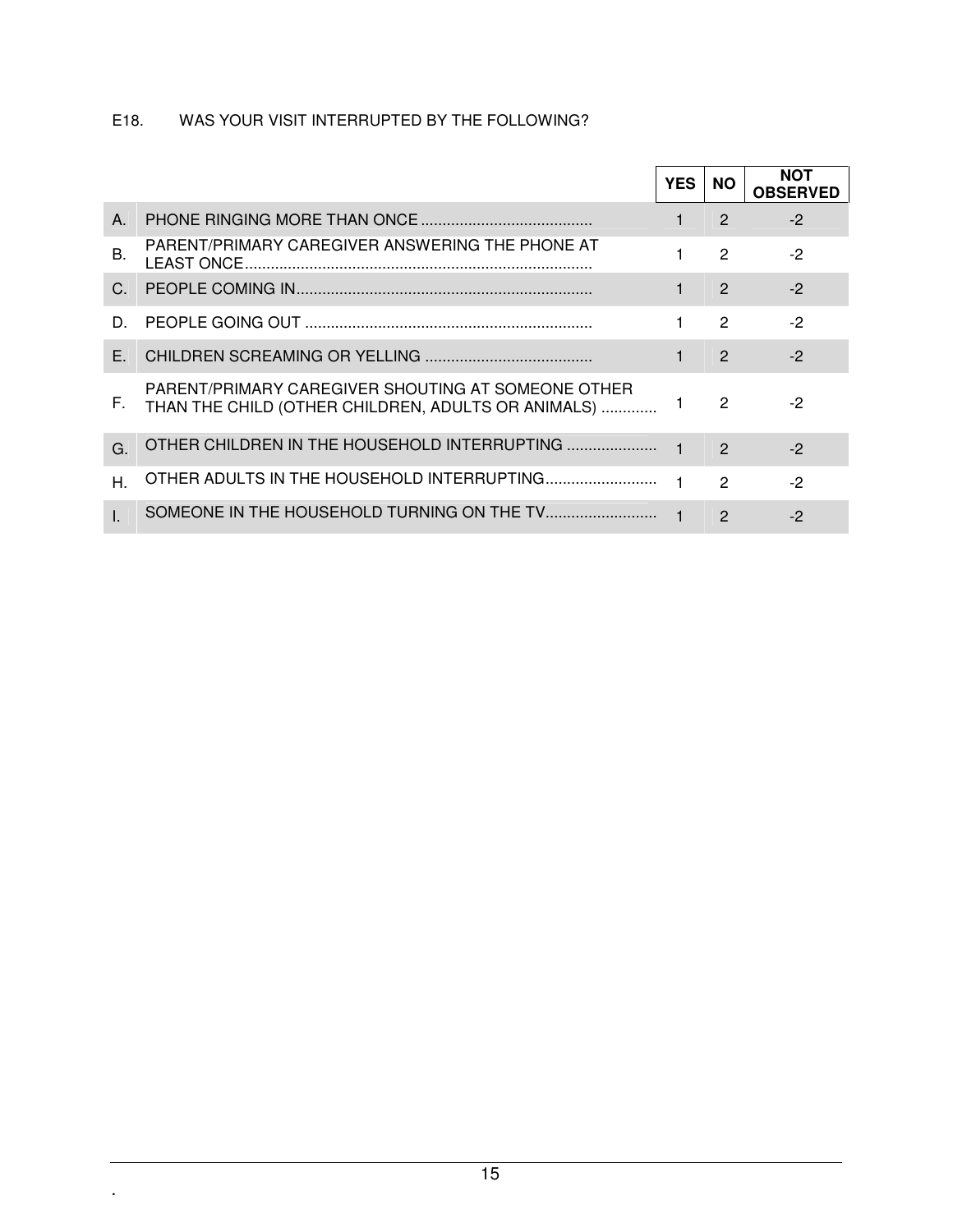E18. WAS YOUR VISIT INTERRUPTED BY THE FOLLOWING?

| | | YES | NO | NOT OBSERVED |
|---|---|---|---|---|
| A. | PHONE RINGING MORE THAN ONCE ........................................ | 1 | 2 | -2 |
| B. | PARENT/PRIMARY CAREGIVER ANSWERING THE PHONE AT LEAST ONCE................................................................................ | 1 | 2 | -2 |
| C. | PEOPLE COMING IN..................................................................... | 1 | 2 | -2 |
| D. | PEOPLE GOING OUT .................................................................. | 1 | 2 | -2 |
| E. | CHILDREN SCREAMING OR YELLING ....................................... | 1 | 2 | -2 |
| F. | PARENT/PRIMARY CAREGIVER SHOUTING AT SOMEONE OTHER THAN THE CHILD (OTHER CHILDREN, ADULTS OR ANIMALS) ............. | 1 | 2 | -2 |
| G. | OTHER CHILDREN IN THE HOUSEHOLD INTERRUPTING ..................... | 1 | 2 | -2 |
| H. | OTHER ADULTS IN THE HOUSEHOLD INTERRUPTING.......................... | 1 | 2 | -2 |
| I. | SOMEONE IN THE HOUSEHOLD TURNING ON THE TV.......................... | 1 | 2 | -2 |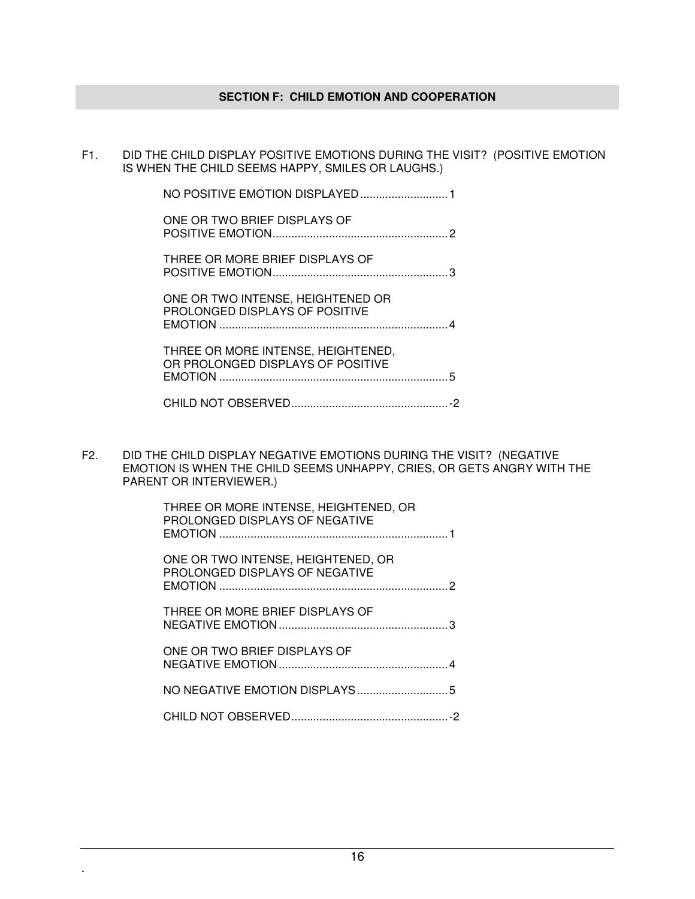## SECTION F: CHILD EMOTION AND COOPERATION

F1. DID THE CHILD DISPLAY POSITIVE EMOTIONS DURING THE VISIT? (POSITIVE EMOTION IS WHEN THE CHILD SEEMS HAPPY, SMILES OR LAUGHS.)

- NO POSITIVE EMOTION DISPLAYED ............................ 1
- ONE OR TWO BRIEF DISPLAYS OF POSITIVE EMOTION ........................................................ 2
- THREE OR MORE BRIEF DISPLAYS OF POSITIVE EMOTION ........................................................ 3
- ONE OR TWO INTENSE, HEIGHTENED OR PROLONGED DISPLAYS OF POSITIVE EMOTION ......................................................................... 4
- THREE OR MORE INTENSE, HEIGHTENED, OR PROLONGED DISPLAYS OF POSITIVE EMOTION ......................................................................... 5
- CHILD NOT OBSERVED .................................................. -2

F2. DID THE CHILD DISPLAY NEGATIVE EMOTIONS DURING THE VISIT? (NEGATIVE EMOTION IS WHEN THE CHILD SEEMS UNHAPPY, CRIES, OR GETS ANGRY WITH THE PARENT OR INTERVIEWER.)

- THREE OR MORE INTENSE, HEIGHTENED, OR PROLONGED DISPLAYS OF NEGATIVE EMOTION ......................................................................... 1
- ONE OR TWO INTENSE, HEIGHTENED, OR PROLONGED DISPLAYS OF NEGATIVE EMOTION ......................................................................... 2
- THREE OR MORE BRIEF DISPLAYS OF NEGATIVE EMOTION ...................................................... 3
- ONE OR TWO BRIEF DISPLAYS OF NEGATIVE EMOTION ...................................................... 4
- NO NEGATIVE EMOTION DISPLAYS ............................. 5
- CHILD NOT OBSERVED .................................................. -2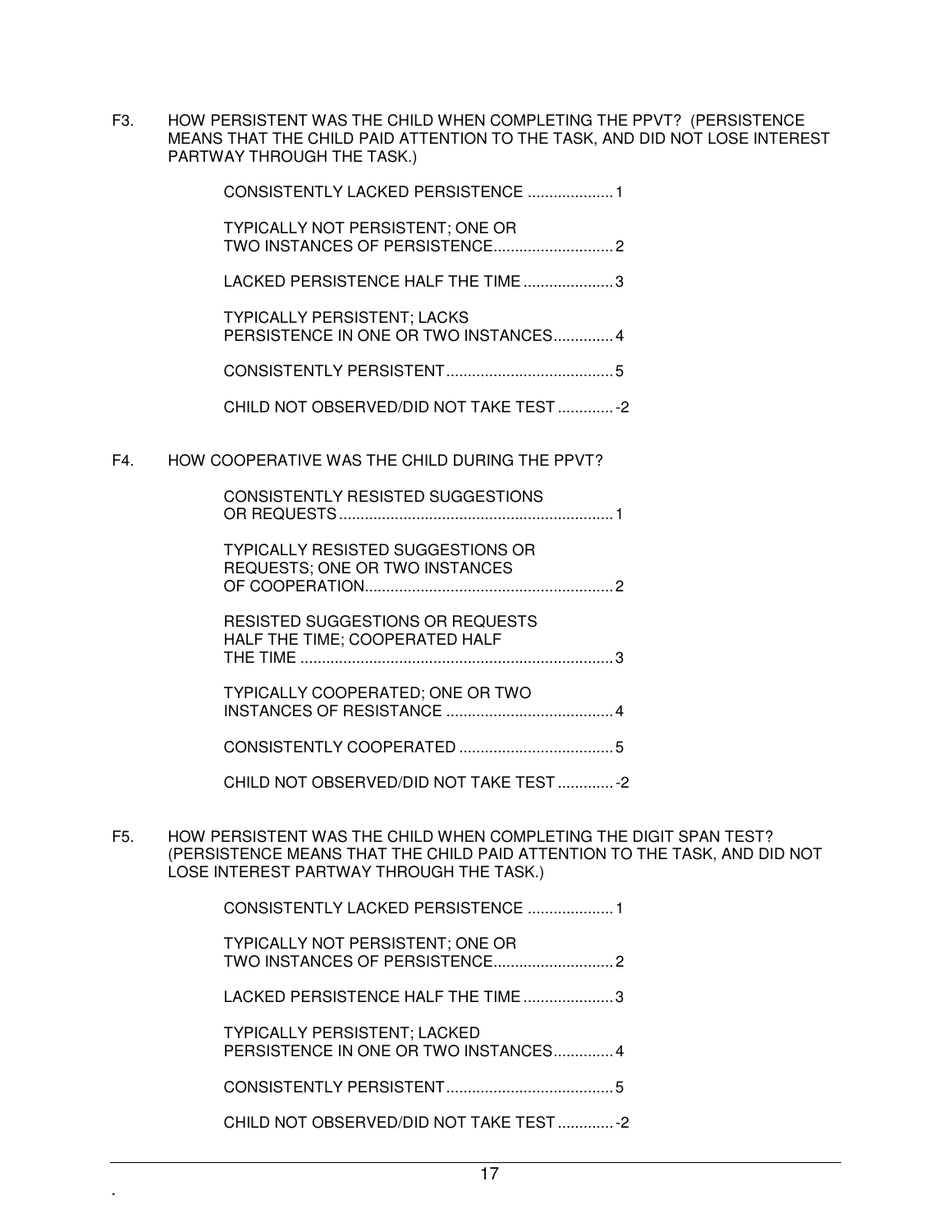F3. HOW PERSISTENT WAS THE CHILD WHEN COMPLETING THE PPVT? (PERSISTENCE MEANS THAT THE CHILD PAID ATTENTION TO THE TASK, AND DID NOT LOSE INTEREST PARTWAY THROUGH THE TASK.)

- CONSISTENTLY LACKED PERSISTENCE .................... 1
- TYPICALLY NOT PERSISTENT; ONE OR TWO INSTANCES OF PERSISTENCE............................ 2
- LACKED PERSISTENCE HALF THE TIME ..................... 3
- TYPICALLY PERSISTENT; LACKS PERSISTENCE IN ONE OR TWO INSTANCES.............. 4
- CONSISTENTLY PERSISTENT....................................... 5
- CHILD NOT OBSERVED/DID NOT TAKE TEST ............. -2

F4. HOW COOPERATIVE WAS THE CHILD DURING THE PPVT?

- CONSISTENTLY RESISTED SUGGESTIONS OR REQUESTS ................................................................ 1
- TYPICALLY RESISTED SUGGESTIONS OR REQUESTS; ONE OR TWO INSTANCES OF COOPERATION.......................................................... 2
- RESISTED SUGGESTIONS OR REQUESTS HALF THE TIME; COOPERATED HALF THE TIME ......................................................................... 3
- TYPICALLY COOPERATED; ONE OR TWO INSTANCES OF RESISTANCE ....................................... 4
- CONSISTENTLY COOPERATED .................................... 5
- CHILD NOT OBSERVED/DID NOT TAKE TEST ............. -2

F5. HOW PERSISTENT WAS THE CHILD WHEN COMPLETING THE DIGIT SPAN TEST? (PERSISTENCE MEANS THAT THE CHILD PAID ATTENTION TO THE TASK, AND DID NOT LOSE INTEREST PARTWAY THROUGH THE TASK.)

- CONSISTENTLY LACKED PERSISTENCE .................... 1
- TYPICALLY NOT PERSISTENT; ONE OR TWO INSTANCES OF PERSISTENCE............................ 2
- LACKED PERSISTENCE HALF THE TIME ..................... 3
- TYPICALLY PERSISTENT; LACKED PERSISTENCE IN ONE OR TWO INSTANCES.............. 4
- CONSISTENTLY PERSISTENT....................................... 5
- CHILD NOT OBSERVED/DID NOT TAKE TEST ............. -2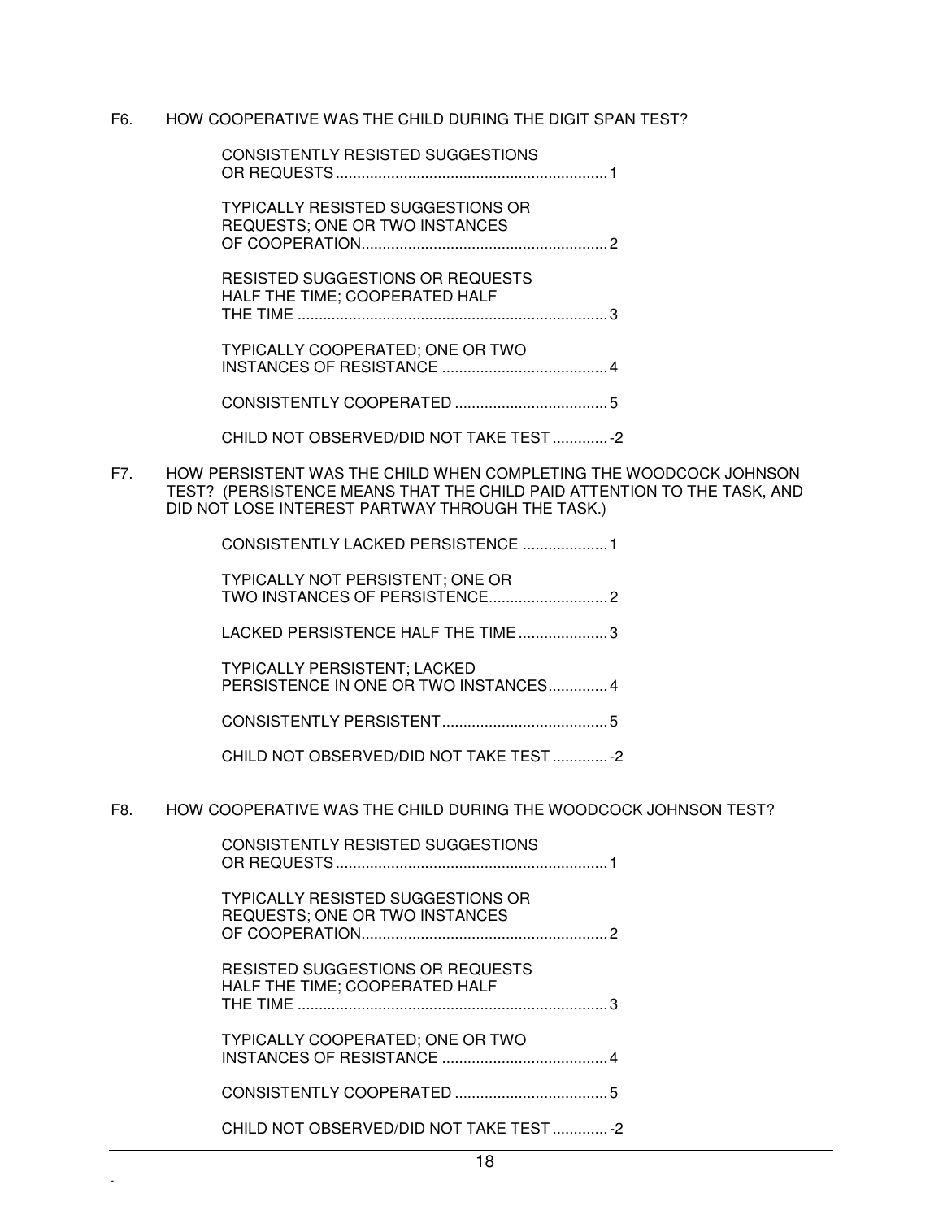F6. HOW COOPERATIVE WAS THE CHILD DURING THE DIGIT SPAN TEST?

- CONSISTENTLY RESISTED SUGGESTIONS OR REQUESTS ........ 1
- TYPICALLY RESISTED SUGGESTIONS OR REQUESTS; ONE OR TWO INSTANCES OF COOPERATION ........ 2
- RESISTED SUGGESTIONS OR REQUESTS HALF THE TIME; COOPERATED HALF THE TIME ........ 3
- TYPICALLY COOPERATED; ONE OR TWO INSTANCES OF RESISTANCE ........ 4
- CONSISTENTLY COOPERATED ........ 5
- CHILD NOT OBSERVED/DID NOT TAKE TEST ........ -2

F7. HOW PERSISTENT WAS THE CHILD WHEN COMPLETING THE WOODCOCK JOHNSON TEST? (PERSISTENCE MEANS THAT THE CHILD PAID ATTENTION TO THE TASK, AND DID NOT LOSE INTEREST PARTWAY THROUGH THE TASK.)

- CONSISTENTLY LACKED PERSISTENCE ........ 1
- TYPICALLY NOT PERSISTENT; ONE OR TWO INSTANCES OF PERSISTENCE ........ 2
- LACKED PERSISTENCE HALF THE TIME ........ 3
- TYPICALLY PERSISTENT; LACKED PERSISTENCE IN ONE OR TWO INSTANCES ........ 4
- CONSISTENTLY PERSISTENT ........ 5
- CHILD NOT OBSERVED/DID NOT TAKE TEST ........ -2

F8. HOW COOPERATIVE WAS THE CHILD DURING THE WOODCOCK JOHNSON TEST?

- CONSISTENTLY RESISTED SUGGESTIONS OR REQUESTS ........ 1
- TYPICALLY RESISTED SUGGESTIONS OR REQUESTS; ONE OR TWO INSTANCES OF COOPERATION ........ 2
- RESISTED SUGGESTIONS OR REQUESTS HALF THE TIME; COOPERATED HALF THE TIME ........ 3
- TYPICALLY COOPERATED; ONE OR TWO INSTANCES OF RESISTANCE ........ 4
- CONSISTENTLY COOPERATED ........ 5
- CHILD NOT OBSERVED/DID NOT TAKE TEST ........ -2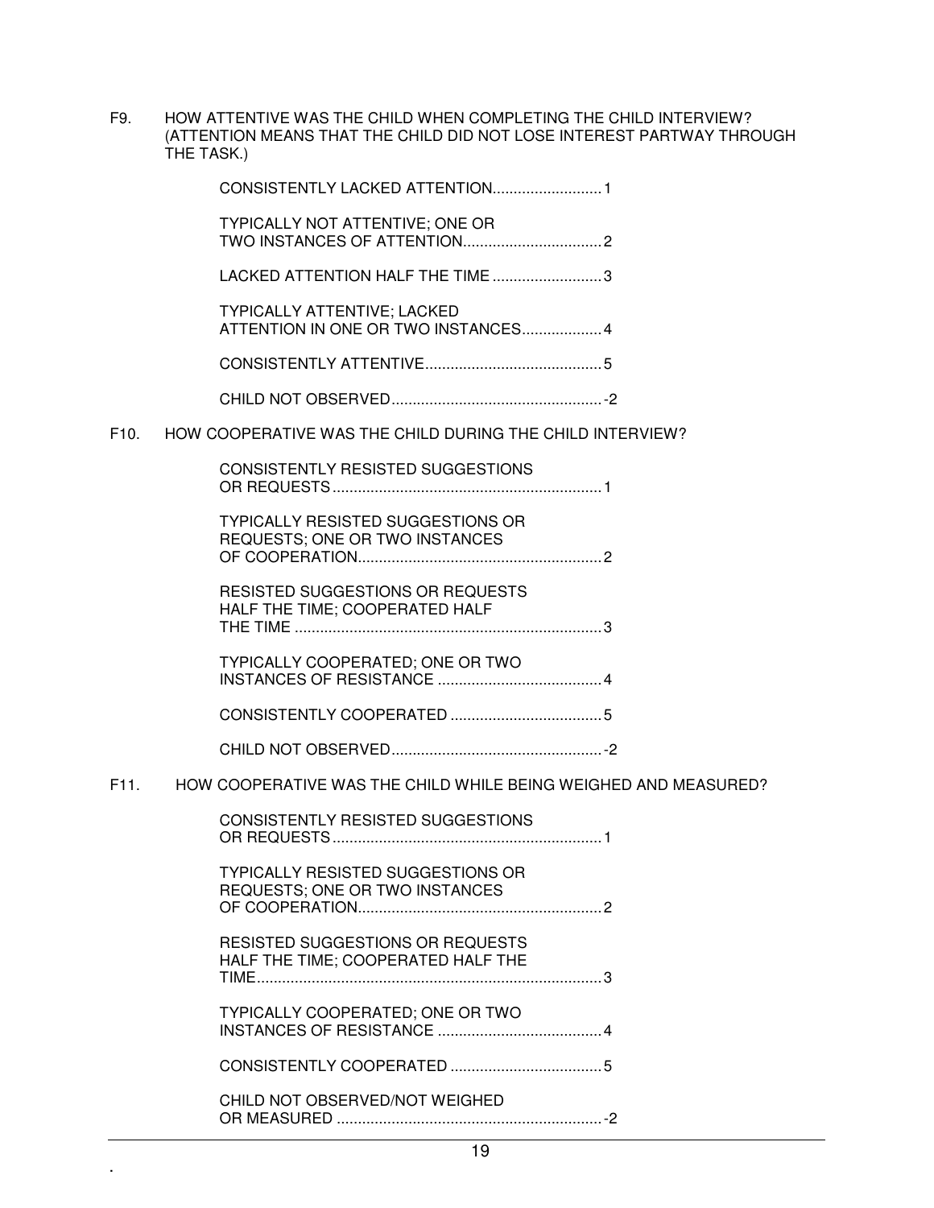F9. HOW ATTENTIVE WAS THE CHILD WHEN COMPLETING THE CHILD INTERVIEW? (ATTENTION MEANS THAT THE CHILD DID NOT LOSE INTEREST PARTWAY THROUGH THE TASK.)

- CONSISTENTLY LACKED ATTENTION.......................... 1
- TYPICALLY NOT ATTENTIVE; ONE OR TWO INSTANCES OF ATTENTION................................. 2
- LACKED ATTENTION HALF THE TIME .......................... 3
- TYPICALLY ATTENTIVE; LACKED ATTENTION IN ONE OR TWO INSTANCES................... 4
- CONSISTENTLY ATTENTIVE.......................................... 5
- CHILD NOT OBSERVED.................................................. -2

F10. HOW COOPERATIVE WAS THE CHILD DURING THE CHILD INTERVIEW?

- CONSISTENTLY RESISTED SUGGESTIONS OR REQUESTS................................................................ 1
- TYPICALLY RESISTED SUGGESTIONS OR REQUESTS; ONE OR TWO INSTANCES OF COOPERATION.......................................................... 2
- RESISTED SUGGESTIONS OR REQUESTS HALF THE TIME; COOPERATED HALF THE TIME ......................................................................... 3
- TYPICALLY COOPERATED; ONE OR TWO INSTANCES OF RESISTANCE ....................................... 4
- CONSISTENTLY COOPERATED .................................... 5
- CHILD NOT OBSERVED.................................................. -2

F11. HOW COOPERATIVE WAS THE CHILD WHILE BEING WEIGHED AND MEASURED?

- CONSISTENTLY RESISTED SUGGESTIONS OR REQUESTS................................................................ 1
- TYPICALLY RESISTED SUGGESTIONS OR REQUESTS; ONE OR TWO INSTANCES OF COOPERATION.......................................................... 2
- RESISTED SUGGESTIONS OR REQUESTS HALF THE TIME; COOPERATED HALF THE TIME.................................................................................. 3
- TYPICALLY COOPERATED; ONE OR TWO INSTANCES OF RESISTANCE ....................................... 4
- CONSISTENTLY COOPERATED .................................... 5
- CHILD NOT OBSERVED/NOT WEIGHED OR MEASURED ............................................................... -2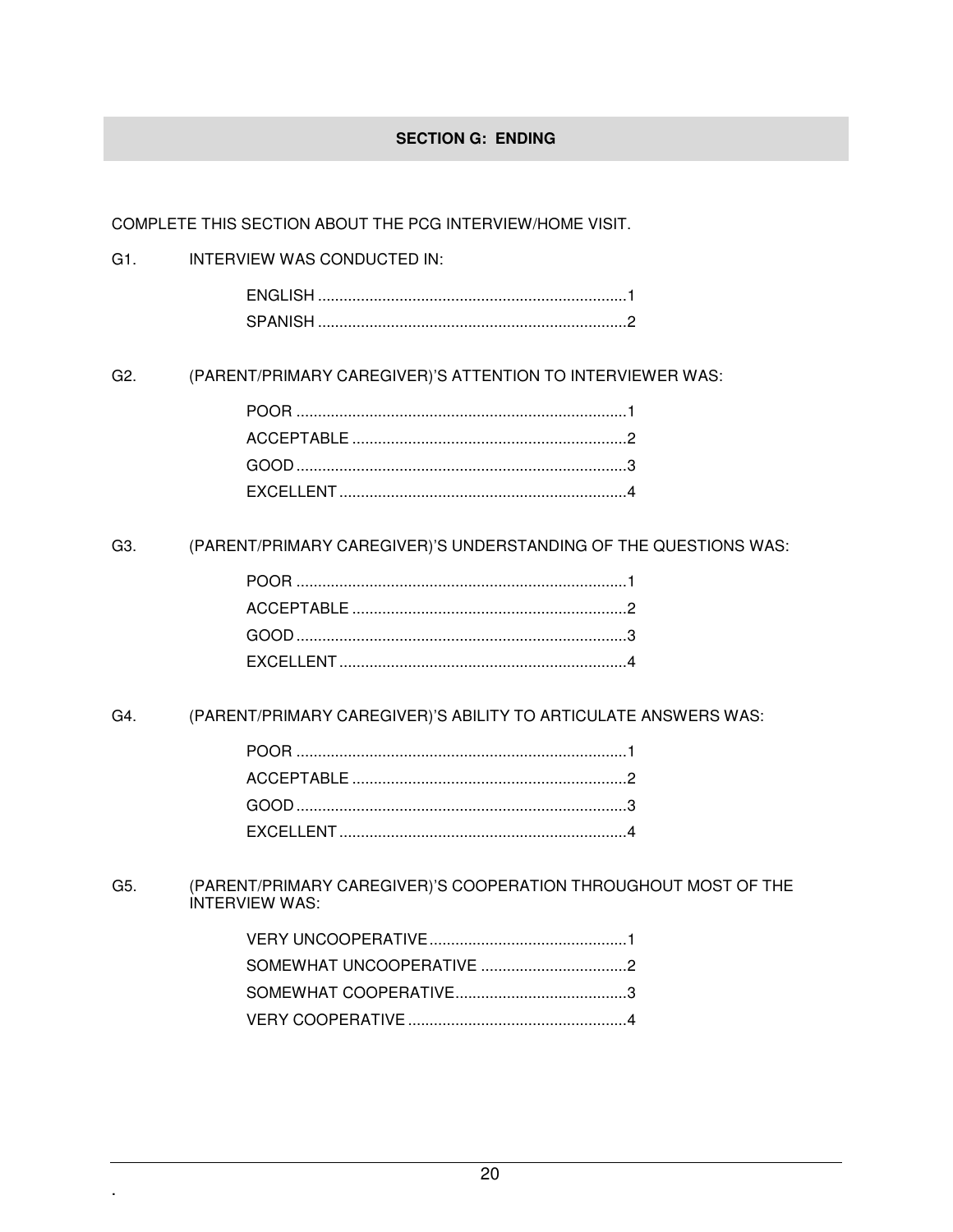## SECTION G: ENDING

COMPLETE THIS SECTION ABOUT THE PCG INTERVIEW/HOME VISIT.

G1. INTERVIEW WAS CONDUCTED IN:

- ENGLISH ........................................................................1
- SPANISH .......................................................................2

G2. (PARENT/PRIMARY CAREGIVER)'S ATTENTION TO INTERVIEWER WAS:

- POOR ............................................................................1
- ACCEPTABLE ................................................................2
- GOOD ............................................................................3
- EXCELLENT ..................................................................4

G3. (PARENT/PRIMARY CAREGIVER)'S UNDERSTANDING OF THE QUESTIONS WAS:

- POOR ............................................................................1
- ACCEPTABLE ................................................................2
- GOOD ............................................................................3
- EXCELLENT ..................................................................4

G4. (PARENT/PRIMARY CAREGIVER)'S ABILITY TO ARTICULATE ANSWERS WAS:

- POOR ............................................................................1
- ACCEPTABLE ................................................................2
- GOOD ............................................................................3
- EXCELLENT ..................................................................4

G5. (PARENT/PRIMARY CAREGIVER)'S COOPERATION THROUGHOUT MOST OF THE INTERVIEW WAS:

- VERY UNCOOPERATIVE ..............................................1
- SOMEWHAT UNCOOPERATIVE ..................................2
- SOMEWHAT COOPERATIVE ........................................3
- VERY COOPERATIVE ...................................................4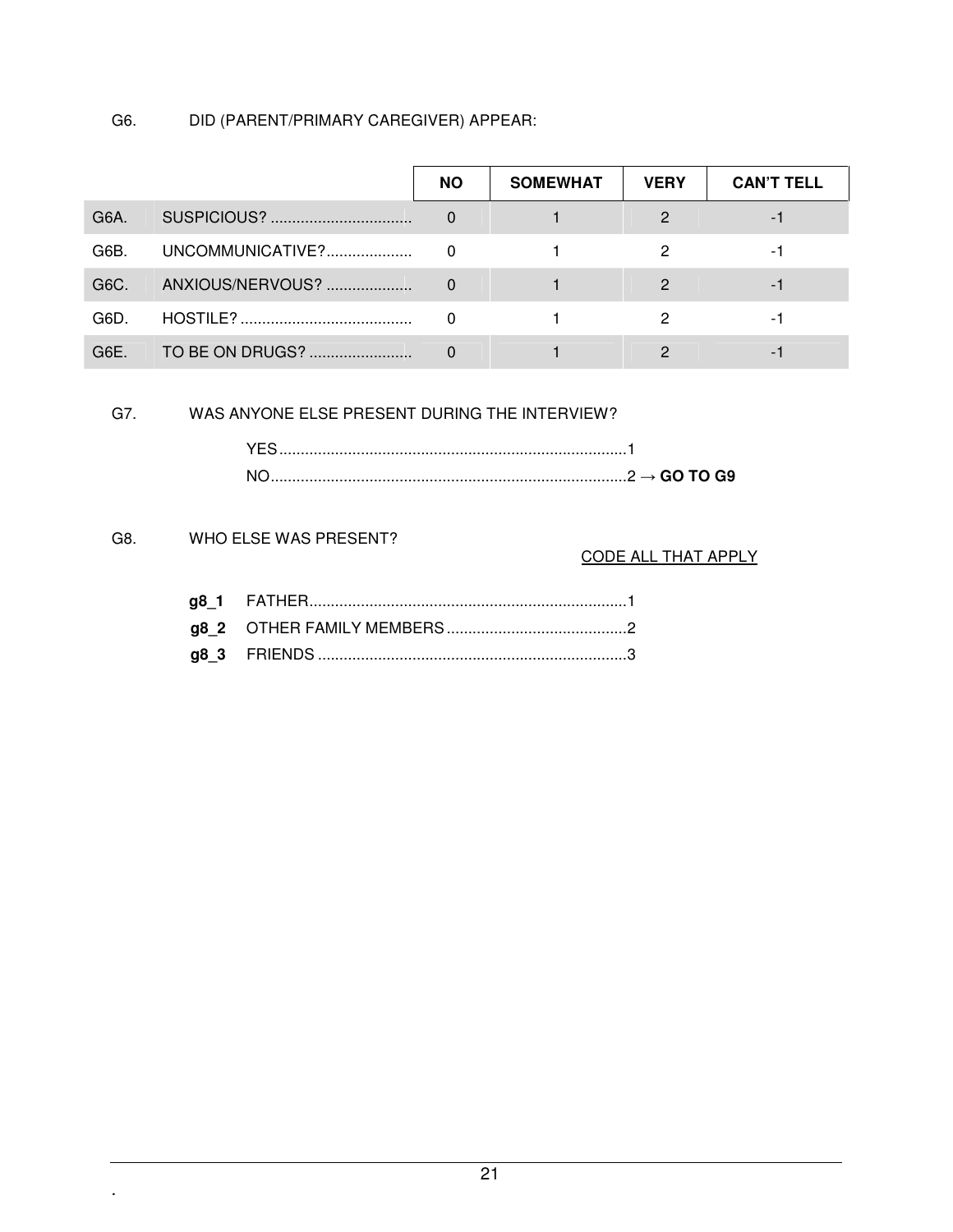G6. DID (PARENT/PRIMARY CAREGIVER) APPEAR:

| | | NO | SOMEWHAT | VERY | CAN'T TELL |
|---|---|---|---|---|---|
| G6A. | SUSPICIOUS? ................................ | 0 | 1 | 2 | -1 |
| G6B. | UNCOMMUNICATIVE?................... | 0 | 1 | 2 | -1 |
| G6C. | ANXIOUS/NERVOUS? ................... | 0 | 1 | 2 | -1 |
| G6D. | HOSTILE? ....................................... | 0 | 1 | 2 | -1 |
| G6E. | TO BE ON DRUGS? ....................... | 0 | 1 | 2 | -1 |

G7. WAS ANYONE ELSE PRESENT DURING THE INTERVIEW?

YES.................................................................................1
NO...................................................................................2 → **GO TO G9**

G8. WHO ELSE WAS PRESENT?

CODE ALL THAT APPLY

**g8_1** FATHER..........................................................................1
**g8_2** OTHER FAMILY MEMBERS..........................................2
**g8_3** FRIENDS ........................................................................3